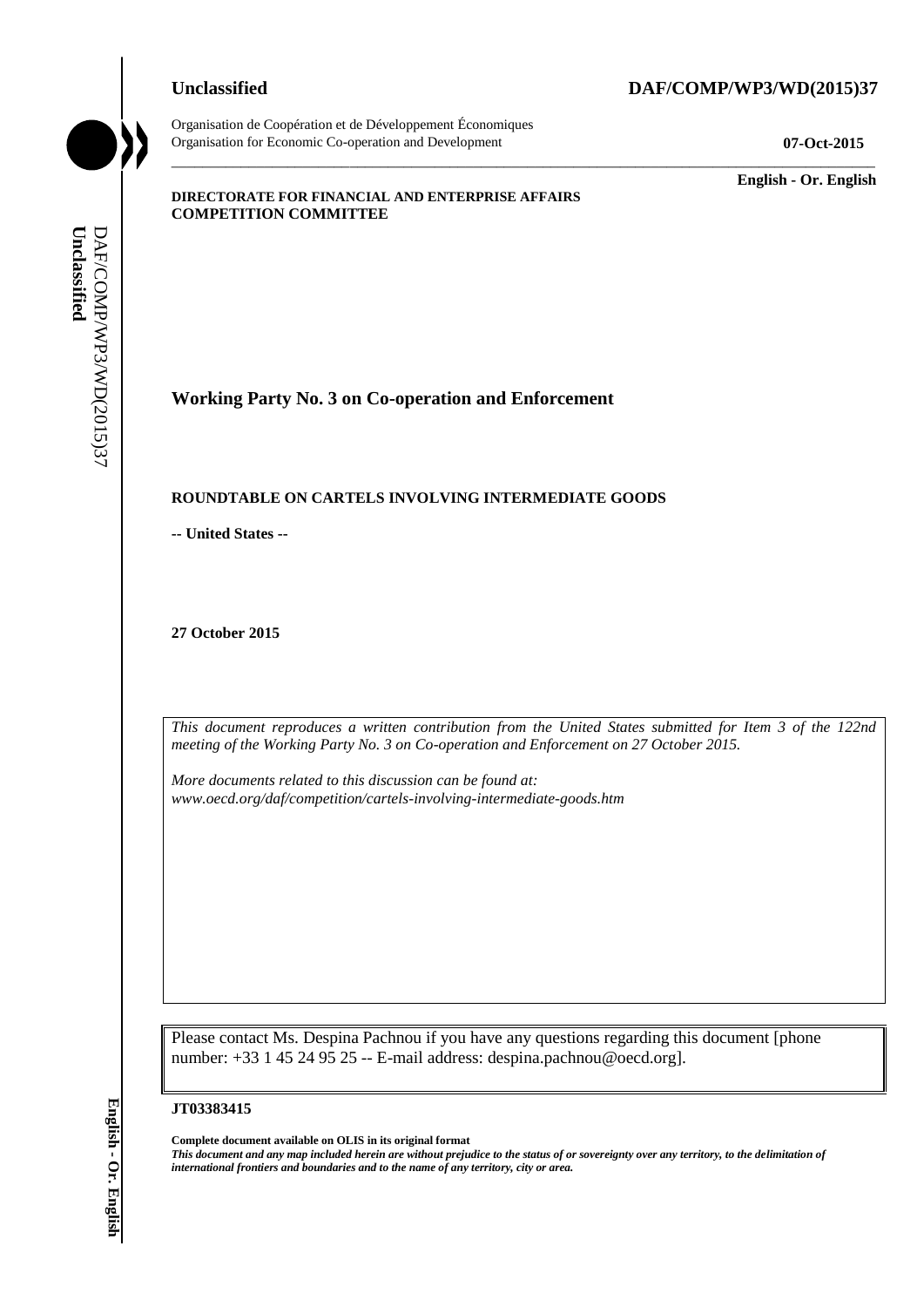**Unclassified** **DAF/COMP/WP3/WD(2015)37**

Organisation de Coopération et de Développement Économiques
Organisation for Economic Co-operation and Development **07-Oct-2015**

**English - Or. English**

**DIRECTORATE FOR FINANCIAL AND ENTERPRISE AFFAIRS**
**COMPETITION COMMITTEE**

## Working Party No. 3 on Co-operation and Enforcement

### ROUNDTABLE ON CARTELS INVOLVING INTERMEDIATE GOODS

**-- United States --**

**27 October 2015**

*This document reproduces a written contribution from the United States submitted for Item 3 of the 122nd meeting of the Working Party No. 3 on Co-operation and Enforcement on 27 October 2015.*

*More documents related to this discussion can be found at:*
*www.oecd.org/daf/competition/cartels-involving-intermediate-goods.htm*

Please contact Ms. Despina Pachnou if you have any questions regarding this document [phone number: +33 1 45 24 95 25 -- E-mail address: despina.pachnou@oecd.org].

**JT03383415**

**Complete document available on OLIS in its original format**
***This document and any map included herein are without prejudice to the status of or sovereignty over any territory, to the delimitation of international frontiers and boundaries and to the name of any territory, city or area.***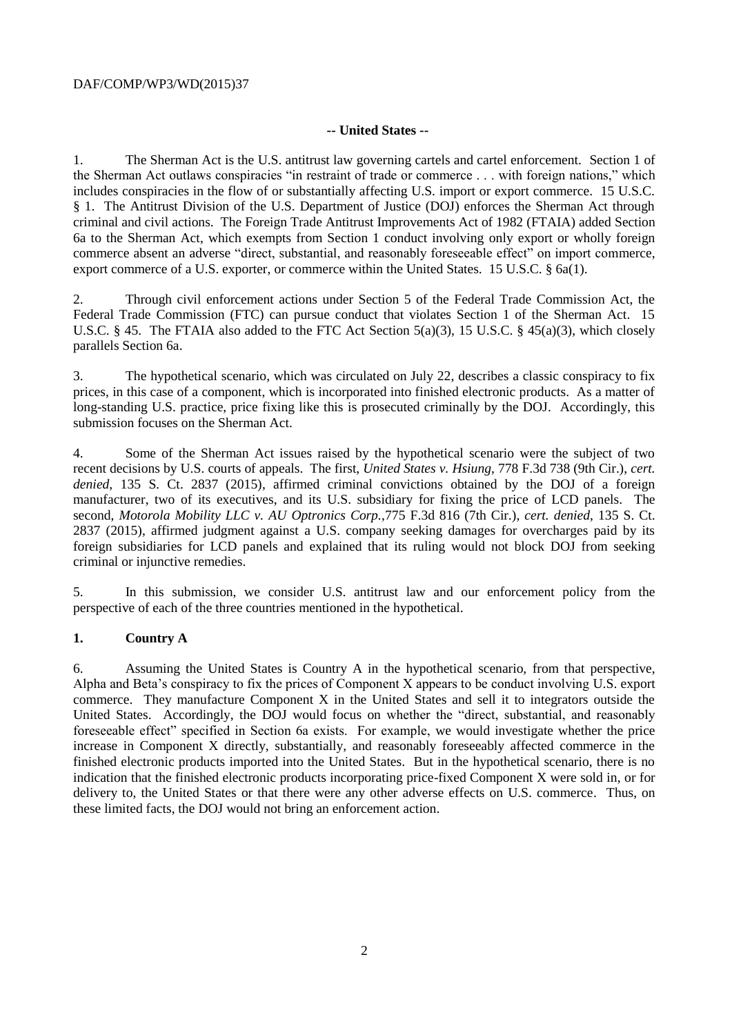**-- United States --**

1. The Sherman Act is the U.S. antitrust law governing cartels and cartel enforcement. Section 1 of the Sherman Act outlaws conspiracies "in restraint of trade or commerce . . . with foreign nations," which includes conspiracies in the flow of or substantially affecting U.S. import or export commerce. 15 U.S.C. § 1. The Antitrust Division of the U.S. Department of Justice (DOJ) enforces the Sherman Act through criminal and civil actions. The Foreign Trade Antitrust Improvements Act of 1982 (FTAIA) added Section 6a to the Sherman Act, which exempts from Section 1 conduct involving only export or wholly foreign commerce absent an adverse "direct, substantial, and reasonably foreseeable effect" on import commerce, export commerce of a U.S. exporter, or commerce within the United States. 15 U.S.C. § 6a(1).

2. Through civil enforcement actions under Section 5 of the Federal Trade Commission Act, the Federal Trade Commission (FTC) can pursue conduct that violates Section 1 of the Sherman Act. 15 U.S.C. § 45. The FTAIA also added to the FTC Act Section 5(a)(3), 15 U.S.C. § 45(a)(3), which closely parallels Section 6a.

3. The hypothetical scenario, which was circulated on July 22, describes a classic conspiracy to fix prices, in this case of a component, which is incorporated into finished electronic products. As a matter of long-standing U.S. practice, price fixing like this is prosecuted criminally by the DOJ. Accordingly, this submission focuses on the Sherman Act.

4. Some of the Sherman Act issues raised by the hypothetical scenario were the subject of two recent decisions by U.S. courts of appeals. The first, *United States v. Hsiung*, 778 F.3d 738 (9th Cir.), *cert. denied*, 135 S. Ct. 2837 (2015), affirmed criminal convictions obtained by the DOJ of a foreign manufacturer, two of its executives, and its U.S. subsidiary for fixing the price of LCD panels. The second, *Motorola Mobility LLC v. AU Optronics Corp.*,775 F.3d 816 (7th Cir.), *cert. denied*, 135 S. Ct. 2837 (2015), affirmed judgment against a U.S. company seeking damages for overcharges paid by its foreign subsidiaries for LCD panels and explained that its ruling would not block DOJ from seeking criminal or injunctive remedies.

5. In this submission, we consider U.S. antitrust law and our enforcement policy from the perspective of each of the three countries mentioned in the hypothetical.

## 1. Country A

6. Assuming the United States is Country A in the hypothetical scenario, from that perspective, Alpha and Beta's conspiracy to fix the prices of Component X appears to be conduct involving U.S. export commerce. They manufacture Component X in the United States and sell it to integrators outside the United States. Accordingly, the DOJ would focus on whether the "direct, substantial, and reasonably foreseeable effect" specified in Section 6a exists. For example, we would investigate whether the price increase in Component X directly, substantially, and reasonably foreseeably affected commerce in the finished electronic products imported into the United States. But in the hypothetical scenario, there is no indication that the finished electronic products incorporating price-fixed Component X were sold in, or for delivery to, the United States or that there were any other adverse effects on U.S. commerce. Thus, on these limited facts, the DOJ would not bring an enforcement action.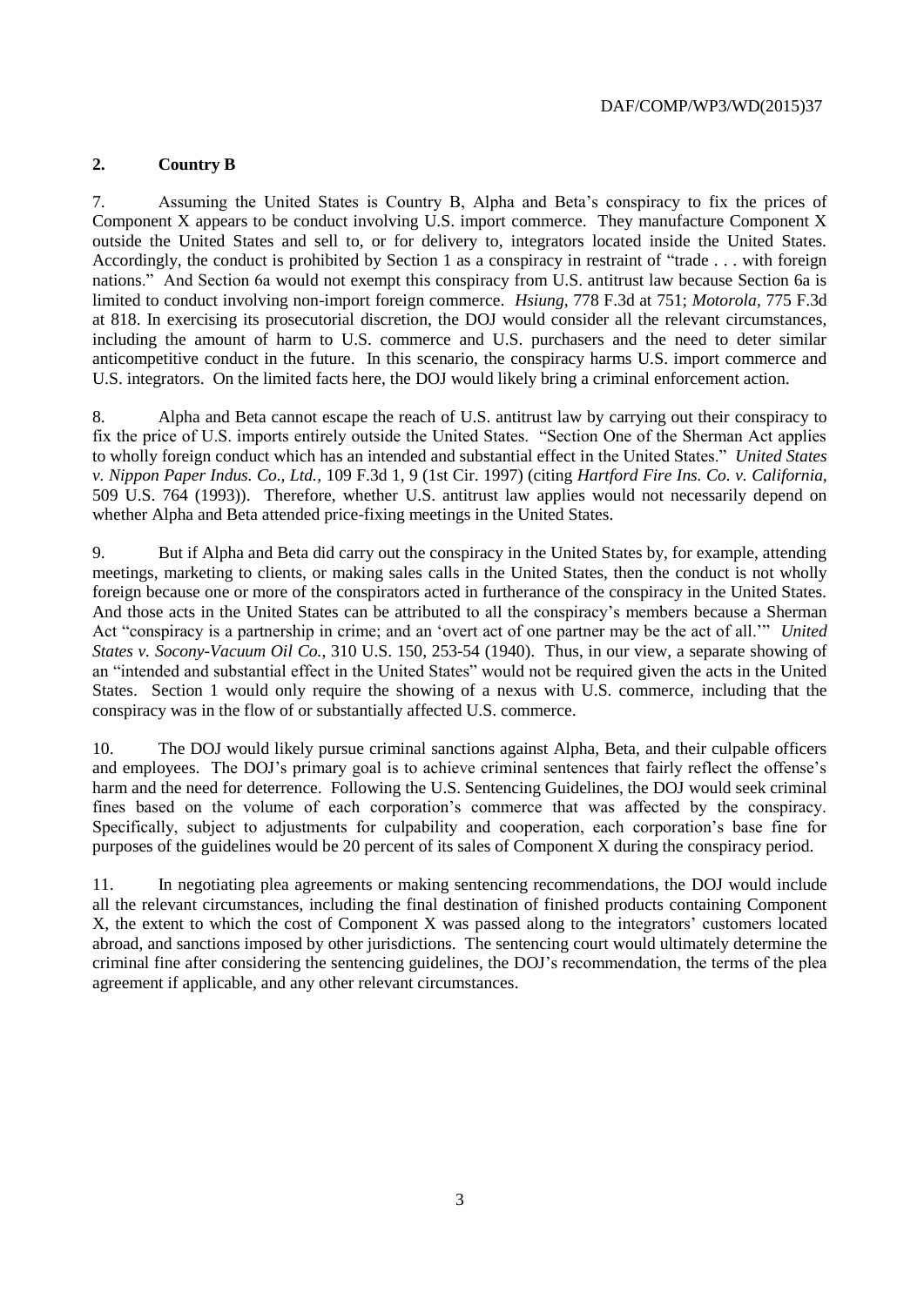## 2. Country B

7. Assuming the United States is Country B, Alpha and Beta's conspiracy to fix the prices of Component X appears to be conduct involving U.S. import commerce. They manufacture Component X outside the United States and sell to, or for delivery to, integrators located inside the United States. Accordingly, the conduct is prohibited by Section 1 as a conspiracy in restraint of "trade . . . with foreign nations." And Section 6a would not exempt this conspiracy from U.S. antitrust law because Section 6a is limited to conduct involving non-import foreign commerce. *Hsiung*, 778 F.3d at 751; *Motorola*, 775 F.3d at 818. In exercising its prosecutorial discretion, the DOJ would consider all the relevant circumstances, including the amount of harm to U.S. commerce and U.S. purchasers and the need to deter similar anticompetitive conduct in the future. In this scenario, the conspiracy harms U.S. import commerce and U.S. integrators. On the limited facts here, the DOJ would likely bring a criminal enforcement action.

8. Alpha and Beta cannot escape the reach of U.S. antitrust law by carrying out their conspiracy to fix the price of U.S. imports entirely outside the United States. "Section One of the Sherman Act applies to wholly foreign conduct which has an intended and substantial effect in the United States." *United States v. Nippon Paper Indus. Co., Ltd.*, 109 F.3d 1, 9 (1st Cir. 1997) (citing *Hartford Fire Ins. Co. v. California*, 509 U.S. 764 (1993)). Therefore, whether U.S. antitrust law applies would not necessarily depend on whether Alpha and Beta attended price-fixing meetings in the United States.

9. But if Alpha and Beta did carry out the conspiracy in the United States by, for example, attending meetings, marketing to clients, or making sales calls in the United States, then the conduct is not wholly foreign because one or more of the conspirators acted in furtherance of the conspiracy in the United States. And those acts in the United States can be attributed to all the conspiracy's members because a Sherman Act "conspiracy is a partnership in crime; and an 'overt act of one partner may be the act of all.'" *United States v. Socony-Vacuum Oil Co.*, 310 U.S. 150, 253-54 (1940). Thus, in our view, a separate showing of an "intended and substantial effect in the United States" would not be required given the acts in the United States. Section 1 would only require the showing of a nexus with U.S. commerce, including that the conspiracy was in the flow of or substantially affected U.S. commerce.

10. The DOJ would likely pursue criminal sanctions against Alpha, Beta, and their culpable officers and employees. The DOJ's primary goal is to achieve criminal sentences that fairly reflect the offense's harm and the need for deterrence. Following the U.S. Sentencing Guidelines, the DOJ would seek criminal fines based on the volume of each corporation's commerce that was affected by the conspiracy. Specifically, subject to adjustments for culpability and cooperation, each corporation's base fine for purposes of the guidelines would be 20 percent of its sales of Component X during the conspiracy period.

11. In negotiating plea agreements or making sentencing recommendations, the DOJ would include all the relevant circumstances, including the final destination of finished products containing Component X, the extent to which the cost of Component X was passed along to the integrators' customers located abroad, and sanctions imposed by other jurisdictions. The sentencing court would ultimately determine the criminal fine after considering the sentencing guidelines, the DOJ's recommendation, the terms of the plea agreement if applicable, and any other relevant circumstances.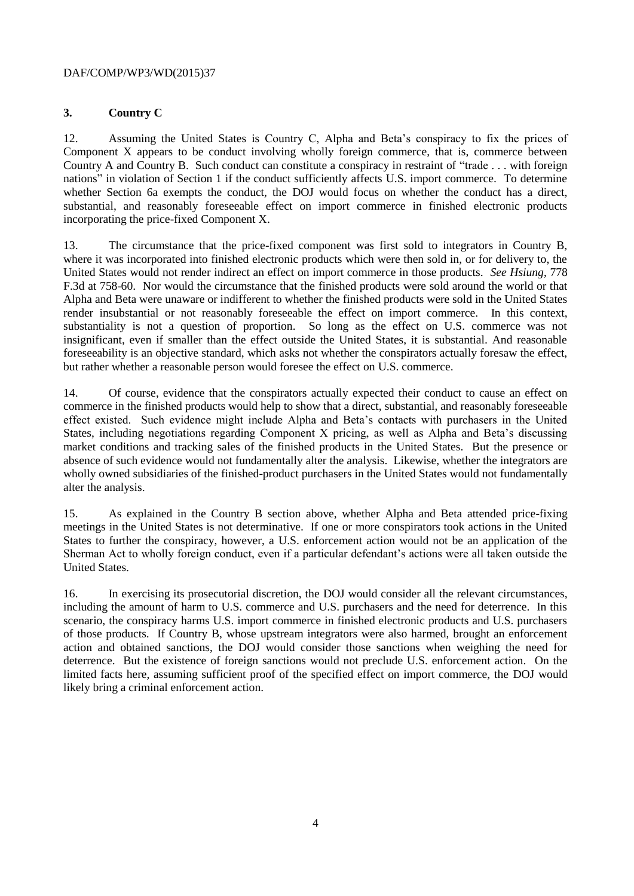### 3. Country C

12. Assuming the United States is Country C, Alpha and Beta's conspiracy to fix the prices of Component X appears to be conduct involving wholly foreign commerce, that is, commerce between Country A and Country B. Such conduct can constitute a conspiracy in restraint of "trade . . . with foreign nations" in violation of Section 1 if the conduct sufficiently affects U.S. import commerce. To determine whether Section 6a exempts the conduct, the DOJ would focus on whether the conduct has a direct, substantial, and reasonably foreseeable effect on import commerce in finished electronic products incorporating the price-fixed Component X.

13. The circumstance that the price-fixed component was first sold to integrators in Country B, where it was incorporated into finished electronic products which were then sold in, or for delivery to, the United States would not render indirect an effect on import commerce in those products. *See Hsiung*, 778 F.3d at 758-60. Nor would the circumstance that the finished products were sold around the world or that Alpha and Beta were unaware or indifferent to whether the finished products were sold in the United States render insubstantial or not reasonably foreseeable the effect on import commerce. In this context, substantiality is not a question of proportion. So long as the effect on U.S. commerce was not insignificant, even if smaller than the effect outside the United States, it is substantial. And reasonable foreseeability is an objective standard, which asks not whether the conspirators actually foresaw the effect, but rather whether a reasonable person would foresee the effect on U.S. commerce.

14. Of course, evidence that the conspirators actually expected their conduct to cause an effect on commerce in the finished products would help to show that a direct, substantial, and reasonably foreseeable effect existed. Such evidence might include Alpha and Beta's contacts with purchasers in the United States, including negotiations regarding Component X pricing, as well as Alpha and Beta's discussing market conditions and tracking sales of the finished products in the United States. But the presence or absence of such evidence would not fundamentally alter the analysis. Likewise, whether the integrators are wholly owned subsidiaries of the finished-product purchasers in the United States would not fundamentally alter the analysis.

15. As explained in the Country B section above, whether Alpha and Beta attended price-fixing meetings in the United States is not determinative. If one or more conspirators took actions in the United States to further the conspiracy, however, a U.S. enforcement action would not be an application of the Sherman Act to wholly foreign conduct, even if a particular defendant's actions were all taken outside the United States.

16. In exercising its prosecutorial discretion, the DOJ would consider all the relevant circumstances, including the amount of harm to U.S. commerce and U.S. purchasers and the need for deterrence. In this scenario, the conspiracy harms U.S. import commerce in finished electronic products and U.S. purchasers of those products. If Country B, whose upstream integrators were also harmed, brought an enforcement action and obtained sanctions, the DOJ would consider those sanctions when weighing the need for deterrence. But the existence of foreign sanctions would not preclude U.S. enforcement action. On the limited facts here, assuming sufficient proof of the specified effect on import commerce, the DOJ would likely bring a criminal enforcement action.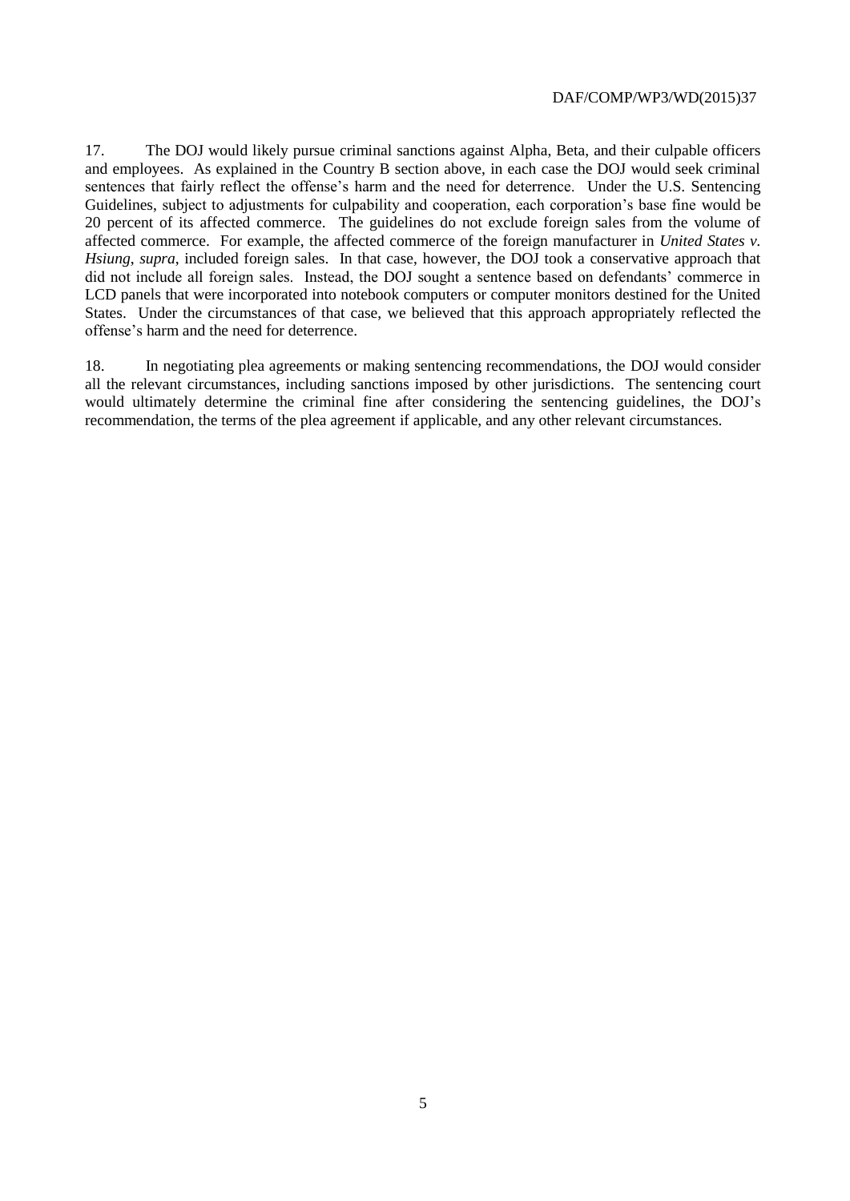17. The DOJ would likely pursue criminal sanctions against Alpha, Beta, and their culpable officers and employees. As explained in the Country B section above, in each case the DOJ would seek criminal sentences that fairly reflect the offense's harm and the need for deterrence. Under the U.S. Sentencing Guidelines, subject to adjustments for culpability and cooperation, each corporation's base fine would be 20 percent of its affected commerce. The guidelines do not exclude foreign sales from the volume of affected commerce. For example, the affected commerce of the foreign manufacturer in *United States v. Hsiung*, *supra*, included foreign sales. In that case, however, the DOJ took a conservative approach that did not include all foreign sales. Instead, the DOJ sought a sentence based on defendants' commerce in LCD panels that were incorporated into notebook computers or computer monitors destined for the United States. Under the circumstances of that case, we believed that this approach appropriately reflected the offense's harm and the need for deterrence.

18. In negotiating plea agreements or making sentencing recommendations, the DOJ would consider all the relevant circumstances, including sanctions imposed by other jurisdictions. The sentencing court would ultimately determine the criminal fine after considering the sentencing guidelines, the DOJ's recommendation, the terms of the plea agreement if applicable, and any other relevant circumstances.